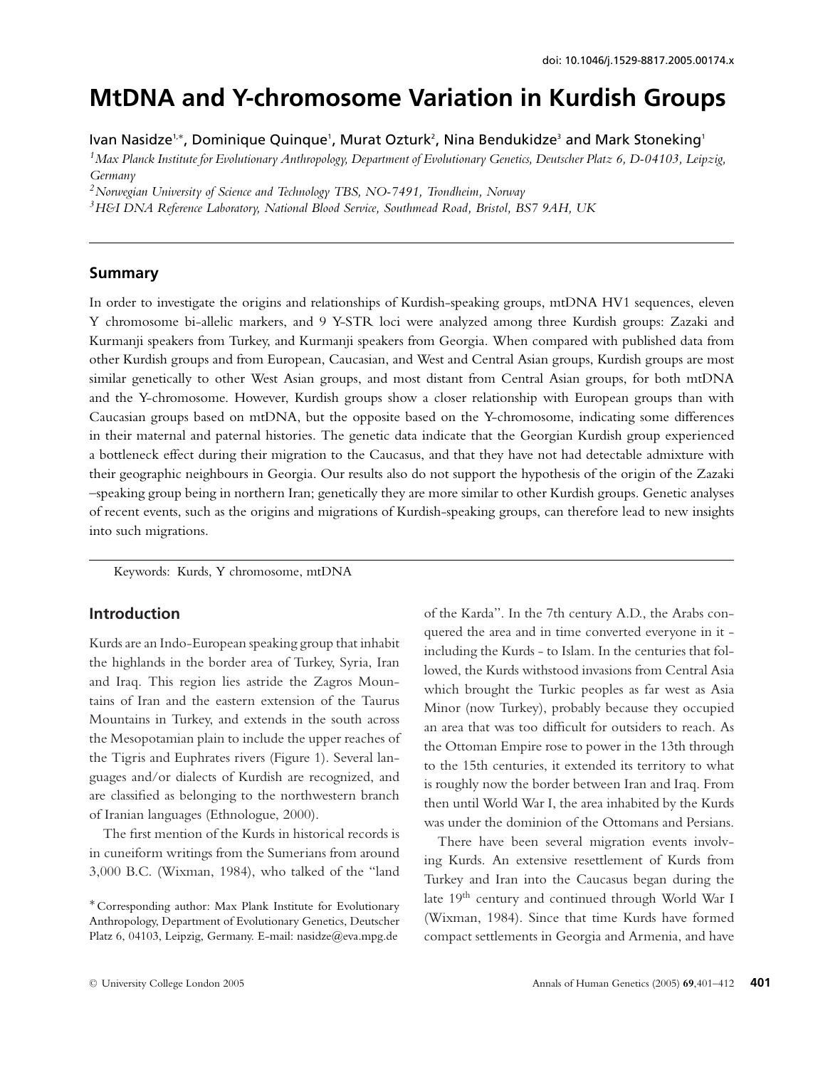# MtDNA and Y-chromosome Variation in Kurdish Groups

Ivan Nasidze[1,*], Dominique Quinque[1], Murat Ozturk[2], Nina Bendukidze[3] and Mark Stoneking[1]

[1]*Max Planck Institute for Evolutionary Anthropology, Department of Evolutionary Genetics, Deutscher Platz 6, D-04103, Leipzig, Germany*

[2]*Norwegian University of Science and Technology TBS, NO-7491, Trondheim, Norway*

[3]*H&I DNA Reference Laboratory, National Blood Service, Southmead Road, Bristol, BS7 9AH, UK*

## Summary

In order to investigate the origins and relationships of Kurdish-speaking groups, mtDNA HV1 sequences, eleven Y chromosome bi-allelic markers, and 9 Y-STR loci were analyzed among three Kurdish groups: Zazaki and Kurmanji speakers from Turkey, and Kurmanji speakers from Georgia. When compared with published data from other Kurdish groups and from European, Caucasian, and West and Central Asian groups, Kurdish groups are most similar genetically to other West Asian groups, and most distant from Central Asian groups, for both mtDNA and the Y-chromosome. However, Kurdish groups show a closer relationship with European groups than with Caucasian groups based on mtDNA, but the opposite based on the Y-chromosome, indicating some differences in their maternal and paternal histories. The genetic data indicate that the Georgian Kurdish group experienced a bottleneck effect during their migration to the Caucasus, and that they have not had detectable admixture with their geographic neighbours in Georgia. Our results also do not support the hypothesis of the origin of the Zazaki –speaking group being in northern Iran; genetically they are more similar to other Kurdish groups. Genetic analyses of recent events, such as the origins and migrations of Kurdish-speaking groups, can therefore lead to new insights into such migrations.

Keywords: Kurds, Y chromosome, mtDNA

## Introduction

Kurds are an Indo-European speaking group that inhabit the highlands in the border area of Turkey, Syria, Iran and Iraq. This region lies astride the Zagros Mountains of Iran and the eastern extension of the Taurus Mountains in Turkey, and extends in the south across the Mesopotamian plain to include the upper reaches of the Tigris and Euphrates rivers (Figure 1). Several languages and/or dialects of Kurdish are recognized, and are classified as belonging to the northwestern branch of Iranian languages (Ethnologue, 2000).

The first mention of the Kurds in historical records is in cuneiform writings from the Sumerians from around 3,000 B.C. (Wixman, 1984), who talked of the "land of the Karda". In the 7th century A.D., the Arabs conquered the area and in time converted everyone in it - including the Kurds - to Islam. In the centuries that followed, the Kurds withstood invasions from Central Asia which brought the Turkic peoples as far west as Asia Minor (now Turkey), probably because they occupied an area that was too difficult for outsiders to reach. As the Ottoman Empire rose to power in the 13th through to the 15th centuries, it extended its territory to what is roughly now the border between Iran and Iraq. From then until World War I, the area inhabited by the Kurds was under the dominion of the Ottomans and Persians.

There have been several migration events involving Kurds. An extensive resettlement of Kurds from Turkey and Iran into the Caucasus began during the late 19th century and continued through World War I (Wixman, 1984). Since that time Kurds have formed compact settlements in Georgia and Armenia, and have

* Corresponding author: Max Plank Institute for Evolutionary Anthropology, Department of Evolutionary Genetics, Deutscher Platz 6, 04103, Leipzig, Germany. E-mail: nasidze@eva.mpg.de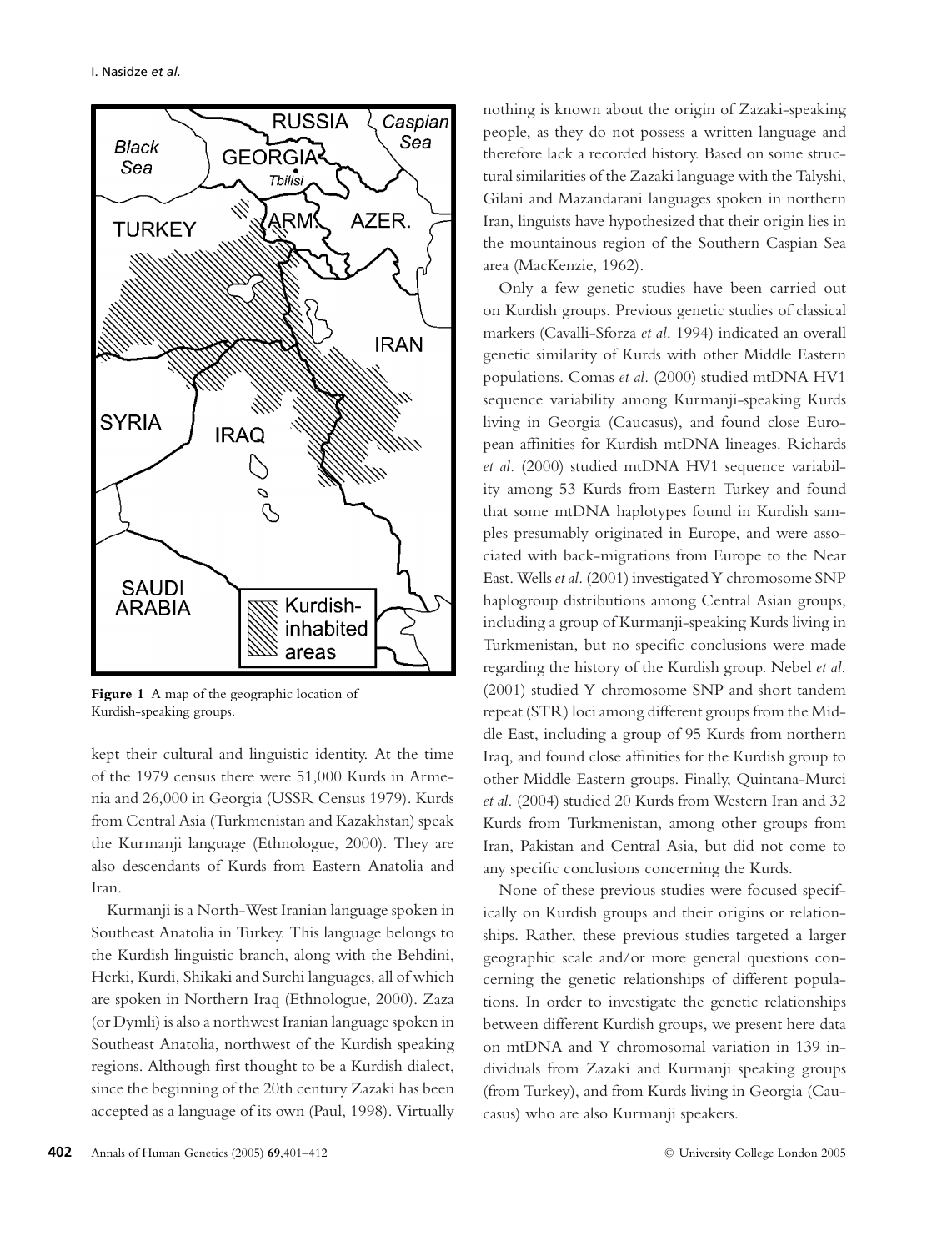**Figure 1** A map of the geographic location of Kurdish-speaking groups.

kept their cultural and linguistic identity. At the time of the 1979 census there were 51,000 Kurds in Armenia and 26,000 in Georgia (USSR Census 1979). Kurds from Central Asia (Turkmenistan and Kazakhstan) speak the Kurmanji language (Ethnologue, 2000). They are also descendants of Kurds from Eastern Anatolia and Iran.

Kurmanji is a North-West Iranian language spoken in Southeast Anatolia in Turkey. This language belongs to the Kurdish linguistic branch, along with the Behdini, Herki, Kurdi, Shikaki and Surchi languages, all of which are spoken in Northern Iraq (Ethnologue, 2000). Zaza (or Dymli) is also a northwest Iranian language spoken in Southeast Anatolia, northwest of the Kurdish speaking regions. Although first thought to be a Kurdish dialect, since the beginning of the 20th century Zazaki has been accepted as a language of its own (Paul, 1998). Virtually nothing is known about the origin of Zazaki-speaking people, as they do not possess a written language and therefore lack a recorded history. Based on some structural similarities of the Zazaki language with the Talyshi, Gilani and Mazandarani languages spoken in northern Iran, linguists have hypothesized that their origin lies in the mountainous region of the Southern Caspian Sea area (MacKenzie, 1962).

Only a few genetic studies have been carried out on Kurdish groups. Previous genetic studies of classical markers (Cavalli-Sforza *et al*. 1994) indicated an overall genetic similarity of Kurds with other Middle Eastern populations. Comas *et al*. (2000) studied mtDNA HV1 sequence variability among Kurmanji-speaking Kurds living in Georgia (Caucasus), and found close European affinities for Kurdish mtDNA lineages. Richards *et al*. (2000) studied mtDNA HV1 sequence variability among 53 Kurds from Eastern Turkey and found that some mtDNA haplotypes found in Kurdish samples presumably originated in Europe, and were associated with back-migrations from Europe to the Near East. Wells *et al*. (2001) investigated Y chromosome SNP haplogroup distributions among Central Asian groups, including a group of Kurmanji-speaking Kurds living in Turkmenistan, but no specific conclusions were made regarding the history of the Kurdish group. Nebel *et al*. (2001) studied Y chromosome SNP and short tandem repeat (STR) loci among different groups from the Middle East, including a group of 95 Kurds from northern Iraq, and found close affinities for the Kurdish group to other Middle Eastern groups. Finally, Quintana-Murci *et al*. (2004) studied 20 Kurds from Western Iran and 32 Kurds from Turkmenistan, among other groups from Iran, Pakistan and Central Asia, but did not come to any specific conclusions concerning the Kurds.

None of these previous studies were focused specifically on Kurdish groups and their origins or relationships. Rather, these previous studies targeted a larger geographic scale and/or more general questions concerning the genetic relationships of different populations. In order to investigate the genetic relationships between different Kurdish groups, we present here data on mtDNA and Y chromosomal variation in 139 individuals from Zazaki and Kurmanji speaking groups (from Turkey), and from Kurds living in Georgia (Caucasus) who are also Kurmanji speakers.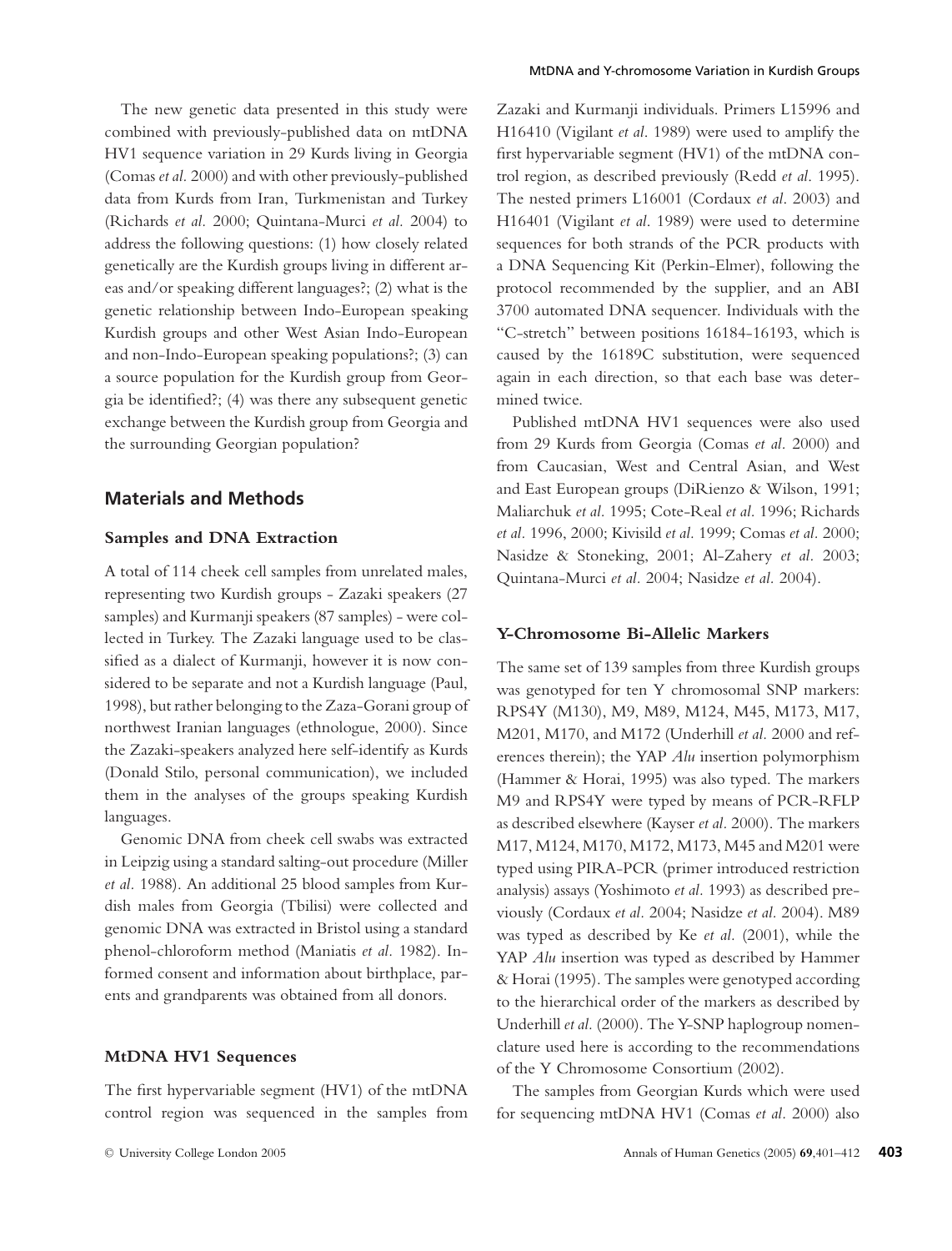The new genetic data presented in this study were combined with previously-published data on mtDNA HV1 sequence variation in 29 Kurds living in Georgia (Comas *et al.* 2000) and with other previously-published data from Kurds from Iran, Turkmenistan and Turkey (Richards *et al.* 2000; Quintana-Murci *et al.* 2004) to address the following questions: (1) how closely related genetically are the Kurdish groups living in different areas and/or speaking different languages?; (2) what is the genetic relationship between Indo-European speaking Kurdish groups and other West Asian Indo-European and non-Indo-European speaking populations?; (3) can a source population for the Kurdish group from Georgia be identified?; (4) was there any subsequent genetic exchange between the Kurdish group from Georgia and the surrounding Georgian population?

## Materials and Methods

### Samples and DNA Extraction

A total of 114 cheek cell samples from unrelated males, representing two Kurdish groups - Zazaki speakers (27 samples) and Kurmanji speakers (87 samples) - were collected in Turkey. The Zazaki language used to be classified as a dialect of Kurmanji, however it is now considered to be separate and not a Kurdish language (Paul, 1998), but rather belonging to the Zaza-Gorani group of northwest Iranian languages (ethnologue, 2000). Since the Zazaki-speakers analyzed here self-identify as Kurds (Donald Stilo, personal communication), we included them in the analyses of the groups speaking Kurdish languages.

Genomic DNA from cheek cell swabs was extracted in Leipzig using a standard salting-out procedure (Miller *et al.* 1988). An additional 25 blood samples from Kurdish males from Georgia (Tbilisi) were collected and genomic DNA was extracted in Bristol using a standard phenol-chloroform method (Maniatis *et al.* 1982). Informed consent and information about birthplace, parents and grandparents was obtained from all donors.

### MtDNA HV1 Sequences

The first hypervariable segment (HV1) of the mtDNA control region was sequenced in the samples from Zazaki and Kurmanji individuals. Primers L15996 and H16410 (Vigilant *et al.* 1989) were used to amplify the first hypervariable segment (HV1) of the mtDNA control region, as described previously (Redd *et al.* 1995). The nested primers L16001 (Cordaux *et al.* 2003) and H16401 (Vigilant *et al.* 1989) were used to determine sequences for both strands of the PCR products with a DNA Sequencing Kit (Perkin-Elmer), following the protocol recommended by the supplier, and an ABI 3700 automated DNA sequencer. Individuals with the "C-stretch" between positions 16184-16193, which is caused by the 16189C substitution, were sequenced again in each direction, so that each base was determined twice.

Published mtDNA HV1 sequences were also used from 29 Kurds from Georgia (Comas *et al.* 2000) and from Caucasian, West and Central Asian, and West and East European groups (DiRienzo & Wilson, 1991; Maliarchuk *et al.* 1995; Cote-Real *et al.* 1996; Richards *et al.* 1996, 2000; Kivisild *et al.* 1999; Comas *et al.* 2000; Nasidze & Stoneking, 2001; Al-Zahery *et al.* 2003; Quintana-Murci *et al.* 2004; Nasidze *et al.* 2004).

### Y-Chromosome Bi-Allelic Markers

The same set of 139 samples from three Kurdish groups was genotyped for ten Y chromosomal SNP markers: RPS4Y (M130), M9, M89, M124, M45, M173, M17, M201, M170, and M172 (Underhill *et al.* 2000 and references therein); the YAP *Alu* insertion polymorphism (Hammer & Horai, 1995) was also typed. The markers M9 and RPS4Y were typed by means of PCR-RFLP as described elsewhere (Kayser *et al.* 2000). The markers M17, M124, M170, M172, M173, M45 and M201 were typed using PIRA-PCR (primer introduced restriction analysis) assays (Yoshimoto *et al.* 1993) as described previously (Cordaux *et al.* 2004; Nasidze *et al.* 2004). M89 was typed as described by Ke *et al.* (2001), while the YAP *Alu* insertion was typed as described by Hammer & Horai (1995). The samples were genotyped according to the hierarchical order of the markers as described by Underhill *et al.* (2000). The Y-SNP haplogroup nomenclature used here is according to the recommendations of the Y Chromosome Consortium (2002).

The samples from Georgian Kurds which were used for sequencing mtDNA HV1 (Comas *et al.* 2000) also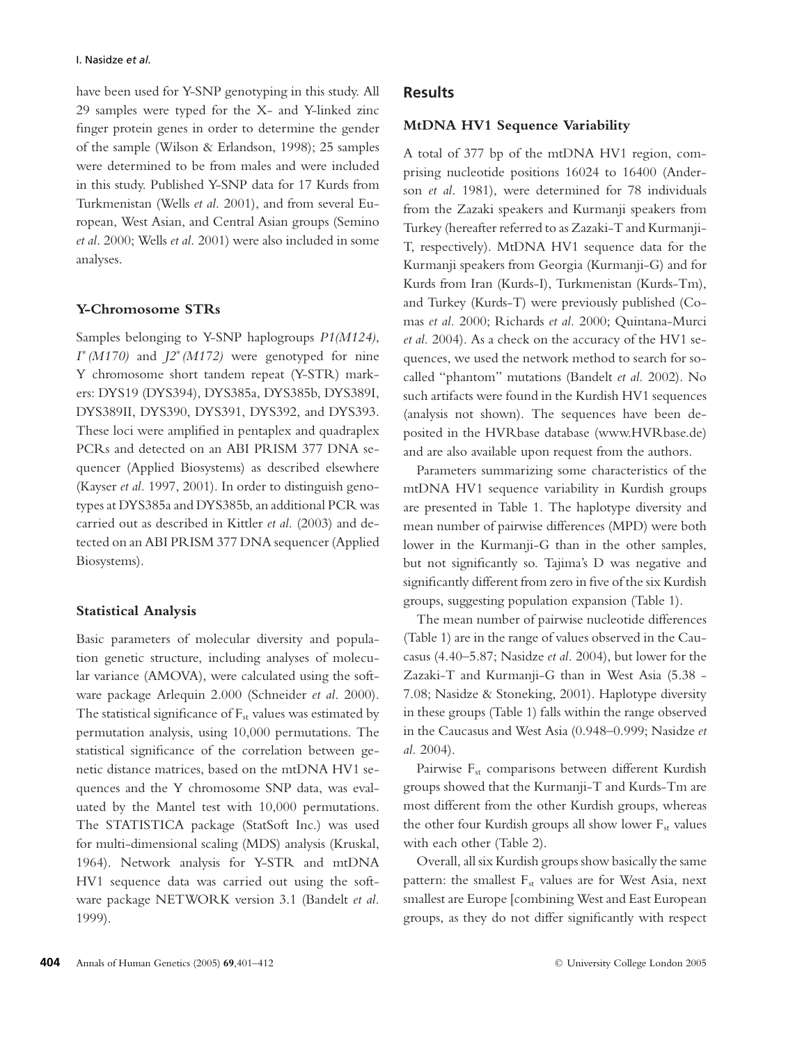have been used for Y-SNP genotyping in this study. All 29 samples were typed for the X- and Y-linked zinc finger protein genes in order to determine the gender of the sample (Wilson & Erlandson, 1998); 25 samples were determined to be from males and were included in this study. Published Y-SNP data for 17 Kurds from Turkmenistan (Wells *et al.* 2001), and from several European, West Asian, and Central Asian groups (Semino *et al.* 2000; Wells *et al.* 2001) were also included in some analyses.

### Y-Chromosome STRs

Samples belonging to Y-SNP haplogroups *P1(M124)*, *I\*(M170)* and *J2\*(M172)* were genotyped for nine Y chromosome short tandem repeat (Y-STR) markers: DYS19 (DYS394), DYS385a, DYS385b, DYS389I, DYS389II, DYS390, DYS391, DYS392, and DYS393. These loci were amplified in pentaplex and quadraplex PCRs and detected on an ABI PRISM 377 DNA sequencer (Applied Biosystems) as described elsewhere (Kayser *et al.* 1997, 2001). In order to distinguish genotypes at DYS385a and DYS385b, an additional PCR was carried out as described in Kittler *et al.* (2003) and detected on an ABI PRISM 377 DNA sequencer (Applied Biosystems).

### Statistical Analysis

Basic parameters of molecular diversity and population genetic structure, including analyses of molecular variance (AMOVA), were calculated using the software package Arlequin 2.000 (Schneider *et al.* 2000). The statistical significance of $F_{st}$ values was estimated by permutation analysis, using 10,000 permutations. The statistical significance of the correlation between genetic distance matrices, based on the mtDNA HV1 sequences and the Y chromosome SNP data, was evaluated by the Mantel test with 10,000 permutations. The STATISTICA package (StatSoft Inc.) was used for multi-dimensional scaling (MDS) analysis (Kruskal, 1964). Network analysis for Y-STR and mtDNA HV1 sequence data was carried out using the software package NETWORK version 3.1 (Bandelt *et al.* 1999).

## Results

### MtDNA HV1 Sequence Variability

A total of 377 bp of the mtDNA HV1 region, comprising nucleotide positions 16024 to 16400 (Anderson *et al.* 1981), were determined for 78 individuals from the Zazaki speakers and Kurmanji speakers from Turkey (hereafter referred to as Zazaki-T and Kurmanji-T, respectively). MtDNA HV1 sequence data for the Kurmanji speakers from Georgia (Kurmanji-G) and for Kurds from Iran (Kurds-I), Turkmenistan (Kurds-Tm), and Turkey (Kurds-T) were previously published (Comas *et al.* 2000; Richards *et al.* 2000; Quintana-Murci *et al.* 2004). As a check on the accuracy of the HV1 sequences, we used the network method to search for so-called "phantom" mutations (Bandelt *et al.* 2002). No such artifacts were found in the Kurdish HV1 sequences (analysis not shown). The sequences have been deposited in the HVRbase database (www.HVRbase.de) and are also available upon request from the authors.

Parameters summarizing some characteristics of the mtDNA HV1 sequence variability in Kurdish groups are presented in Table 1. The haplotype diversity and mean number of pairwise differences (MPD) were both lower in the Kurmanji-G than in the other samples, but not significantly so. Tajima's D was negative and significantly different from zero in five of the six Kurdish groups, suggesting population expansion (Table 1).

The mean number of pairwise nucleotide differences (Table 1) are in the range of values observed in the Caucasus (4.40–5.87; Nasidze *et al.* 2004), but lower for the Zazaki-T and Kurmanji-G than in West Asia (5.38 - 7.08; Nasidze & Stoneking, 2001). Haplotype diversity in these groups (Table 1) falls within the range observed in the Caucasus and West Asia (0.948–0.999; Nasidze *et al.* 2004).

Pairwise $F_{st}$ comparisons between different Kurdish groups showed that the Kurmanji-T and Kurds-Tm are most different from the other Kurdish groups, whereas the other four Kurdish groups all show lower $F_{st}$ values with each other (Table 2).

Overall, all six Kurdish groups show basically the same pattern: the smallest $F_{st}$ values are for West Asia, next smallest are Europe [combining West and East European groups, as they do not differ significantly with respect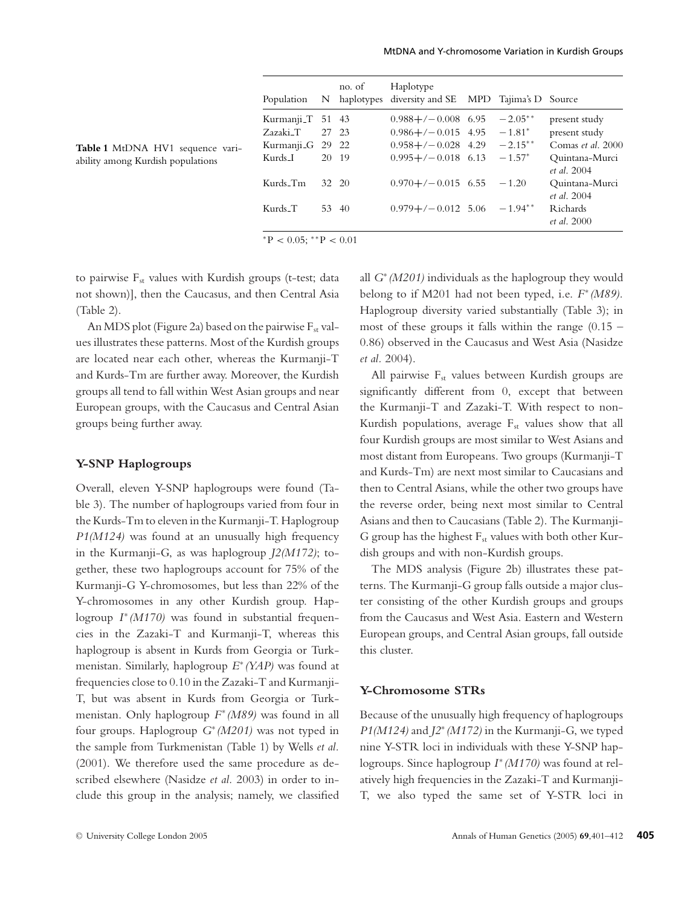**Table 1** MtDNA HV1 sequence variability among Kurdish populations

| Population | N | no. of haplotypes | Haplotype diversity and SE | MPD | Tajima's D | Source |
|---|---|---|---|---|---|---|
| Kurmanji_T | 51 | 43 | 0.988+/−0.008 | 6.95 | −2.05** | present study |
| Zazaki_T | 27 | 23 | 0.986+/−0.015 | 4.95 | −1.81* | present study |
| Kurmanji_G | 29 | 22 | 0.958+/−0.028 | 4.29 | −2.15** | Comas *et al.* 2000 |
| Kurds_I | 20 | 19 | 0.995+/−0.018 | 6.13 | −1.57* | Quintana-Murci *et al.* 2004 |
| Kurds_Tm | 32 | 20 | 0.970+/−0.015 | 6.55 | −1.20 | Quintana-Murci *et al.* 2004 |
| Kurds_T | 53 | 40 | 0.979+/−0.012 | 5.06 | −1.94** | Richards *et al.* 2000 |

*P < 0.05; **P < 0.01

to pairwise $F_{st}$ values with Kurdish groups (t-test; data not shown)], then the Caucasus, and then Central Asia (Table 2).

An MDS plot (Figure 2a) based on the pairwise $F_{st}$ values illustrates these patterns. Most of the Kurdish groups are located near each other, whereas the Kurmanji-T and Kurds-Tm are further away. Moreover, the Kurdish groups all tend to fall within West Asian groups and near European groups, with the Caucasus and Central Asian groups being further away.

## Y-SNP Haplogroups

Overall, eleven Y-SNP haplogroups were found (Table 3). The number of haplogroups varied from four in the Kurds-Tm to eleven in the Kurmanji-T. Haplogroup *P1(M124)* was found at an unusually high frequency in the Kurmanji-G, as was haplogroup *J2(M172)*; together, these two haplogroups account for 75% of the Kurmanji-G Y-chromosomes, but less than 22% of the Y-chromosomes in any other Kurdish group. Haplogroup *I*(M170)* was found in substantial frequencies in the Zazaki-T and Kurmanji-T, whereas this haplogroup is absent in Kurds from Georgia or Turkmenistan. Similarly, haplogroup *E*(YAP)* was found at frequencies close to 0.10 in the Zazaki-T and Kurmanji-T, but was absent in Kurds from Georgia or Turkmenistan. Only haplogroup *F*(M89)* was found in all four groups. Haplogroup *G*(M201)* was not typed in the sample from Turkmenistan (Table 1) by Wells *et al.* (2001). We therefore used the same procedure as described elsewhere (Nasidze *et al.* 2003) in order to include this group in the analysis; namely, we classified all *G*(M201)* individuals as the haplogroup they would belong to if M201 had not been typed, i.e. *F*(M89)*. Haplogroup diversity varied substantially (Table 3); in most of these groups it falls within the range (0.15 – 0.86) observed in the Caucasus and West Asia (Nasidze *et al.* 2004).

All pairwise $F_{st}$ values between Kurdish groups are significantly different from 0, except that between the Kurmanji-T and Zazaki-T. With respect to non-Kurdish populations, average $F_{st}$ values show that all four Kurdish groups are most similar to West Asians and most distant from Europeans. Two groups (Kurmanji-T and Kurds-Tm) are next most similar to Caucasians and then to Central Asians, while the other two groups have the reverse order, being next most similar to Central Asians and then to Caucasians (Table 2). The Kurmanji-G group has the highest $F_{st}$ values with both other Kurdish groups and with non-Kurdish groups.

The MDS analysis (Figure 2b) illustrates these patterns. The Kurmanji-G group falls outside a major cluster consisting of the other Kurdish groups and groups from the Caucasus and West Asia. Eastern and Western European groups, and Central Asian groups, fall outside this cluster.

## Y-Chromosome STRs

Because of the unusually high frequency of haplogroups *P1(M124)* and *J2*(M172)* in the Kurmanji-G, we typed nine Y-STR loci in individuals with these Y-SNP haplogroups. Since haplogroup *I*(M170)* was found at relatively high frequencies in the Zazaki-T and Kurmanji-T, we also typed the same set of Y-STR loci in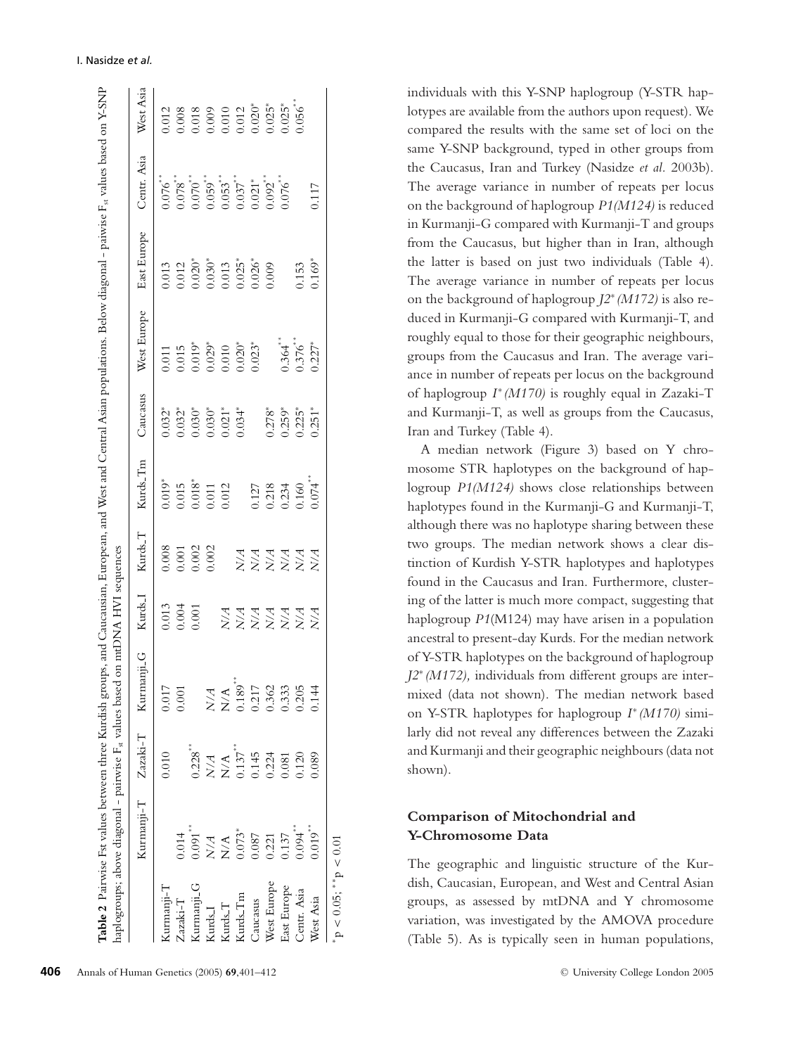**Table 2** Pairwise Fst values between three Kurdish groups, and Caucasian, European, and West and Central Asian populations. Below diagonal - pairwise $F_{st}$ values based on Y-SNP haplogroups; above diagonal - pairwise $F_{st}$ values based on mtDNA HVI sequences

| | Kurmanji-T | Zazaki-T | Kurmanji_G | Kurds_I | Kurds_T | Kurds_Tm | Caucasus | West Europe | East Europe | Centr. Asia | West Asia |
|---|---|---|---|---|---|---|---|---|---|---|---|
| Kurmanji-T | | 0.010 | 0.017 | 0.013 | 0.008 | 0.019* | 0.032* | 0.011 | 0.013 | 0.076** | 0.012 |
| Zazaki-T | 0.014 | | 0.001 | 0.004 | 0.001 | 0.015 | 0.032* | 0.015 | 0.012 | 0.078** | 0.008 |
| Kurmanji_G | 0.091** | 0.228** | | 0.001 | 0.002 | 0.018* | 0.030* | 0.019* | 0.020* | 0.070** | 0.018 |
| Kurds_I | N/A | N/A | N/A | | 0.002 | 0.011 | 0.030* | 0.029* | 0.030* | 0.059** | 0.009 |
| Kurds_T | N/A | N/A | N/A | N/A | | 0.012 | 0.021* | 0.010 | 0.013 | 0.053** | 0.010 |
| Kurds_Tm | 0.073* | 0.137** | 0.189** | N/A | N/A | | 0.034* | 0.020* | 0.025* | 0.037** | 0.012 |
| Caucasus | 0.087 | 0.145 | 0.217 | N/A | N/A | 0.127 | | 0.023* | 0.026* | 0.021* | 0.020* |
| West Europe | 0.221 | 0.224 | 0.362 | N/A | N/A | 0.218 | 0.278* | | 0.009 | 0.092** | 0.025* |
| East Europe | 0.137 | 0.081 | 0.333 | N/A | N/A | 0.234 | 0.259* | 0.364** | | 0.076** | 0.025* |
| Centr. Asia | 0.094** | 0.120 | 0.205 | N/A | N/A | 0.160 | 0.225* | 0.376** | 0.153 | | 0.056** |
| West Asia | 0.019** | 0.089 | 0.144 | N/A | N/A | 0.074** | 0.251* | 0.227* | 0.169* | 0.117 | |

*$p < 0.05$; **$p < 0.01$

individuals with this Y-SNP haplogroup (Y-STR haplotypes are available from the authors upon request). We compared the results with the same set of loci on the same Y-SNP background, typed in other groups from the Caucasus, Iran and Turkey (Nasidze *et al.* 2003b). The average variance in number of repeats per locus on the background of haplogroup *P1(M124)* is reduced in Kurmanji-G compared with Kurmanji-T and groups from the Caucasus, but higher than in Iran, although the latter is based on just two individuals (Table 4). The average variance in number of repeats per locus on the background of haplogroup *J2\* (M172)* is also reduced in Kurmanji-G compared with Kurmanji-T, and roughly equal to those for their geographic neighbours, groups from the Caucasus and Iran. The average variance in number of repeats per locus on the background of haplogroup *I\* (M170)* is roughly equal in Zazaki-T and Kurmanji-T, as well as groups from the Caucasus, Iran and Turkey (Table 4).

A median network (Figure 3) based on Y chromosome STR haplotypes on the background of haplogroup *P1(M124)* shows close relationships between haplotypes found in the Kurmanji-G and Kurmanji-T, although there was no haplotype sharing between these two groups. The median network shows a clear distinction of Kurdish Y-STR haplotypes and haplotypes found in the Caucasus and Iran. Furthermore, clustering of the latter is much more compact, suggesting that haplogroup *P1*(M124) may have arisen in a population ancestral to present-day Kurds. For the median network of Y-STR haplotypes on the background of haplogroup *J2\* (M172),* individuals from different groups are intermixed (data not shown). The median network based on Y-STR haplotypes for haplogroup *I\* (M170)* similarly did not reveal any differences between the Zazaki and Kurmanji and their geographic neighbours (data not shown).

## Comparison of Mitochondrial and Y-Chromosome Data

The geographic and linguistic structure of the Kurdish, Caucasian, European, and West and Central Asian groups, as assessed by mtDNA and Y chromosome variation, was investigated by the AMOVA procedure (Table 5). As is typically seen in human populations,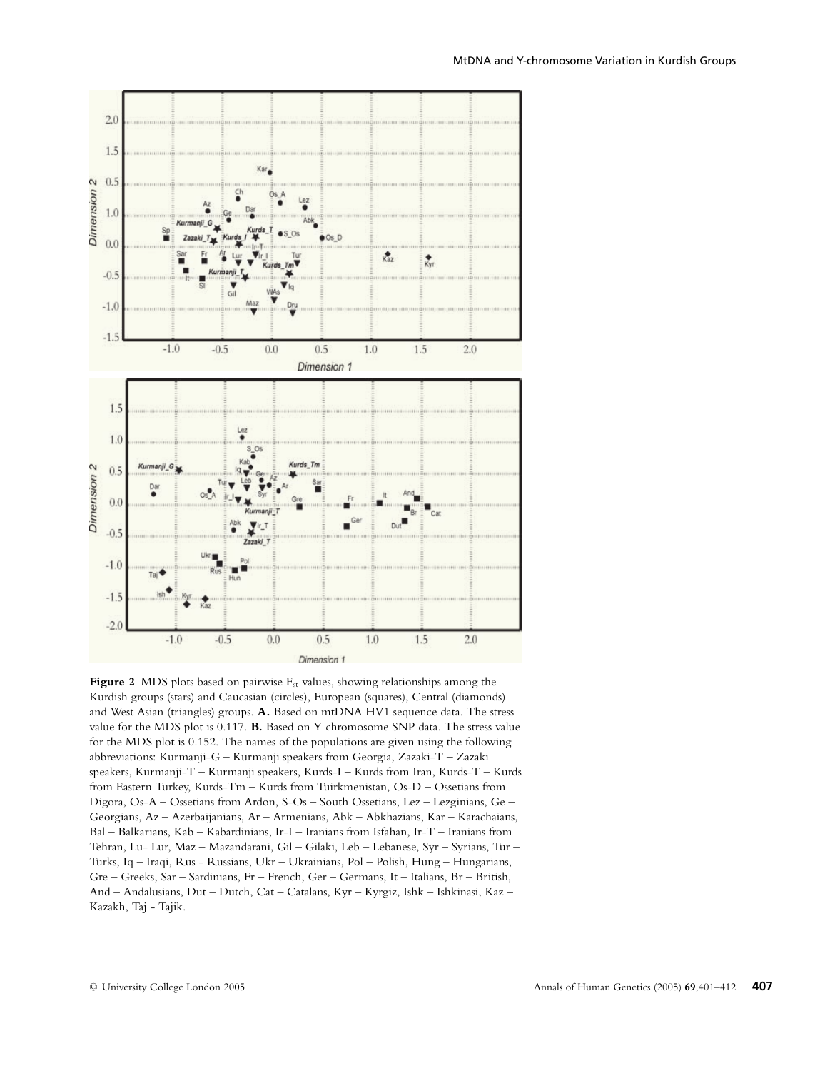**Figure 2** MDS plots based on pairwise $F_{st}$ values, showing relationships among the Kurdish groups (stars) and Caucasian (circles), European (squares), Central (diamonds) and West Asian (triangles) groups. **A.** Based on mtDNA HV1 sequence data. The stress value for the MDS plot is 0.117. **B.** Based on Y chromosome SNP data. The stress value for the MDS plot is 0.152. The names of the populations are given using the following abbreviations: Kurmanji-G – Kurmanji speakers from Georgia, Zazaki-T – Zazaki speakers, Kurmanji-T – Kurmanji speakers, Kurds-I – Kurds from Iran, Kurds-T – Kurds from Eastern Turkey, Kurds-Tm – Kurds from Tuirkmenistan, Os-D – Ossetians from Digora, Os-A – Ossetians from Ardon, S-Os – South Ossetians, Lez – Lezginians, Ge – Georgians, Az – Azerbaijanians, Ar – Armenians, Abk – Abkhazians, Kar – Karachaians, Bal – Balkarians, Kab – Kabardinians, Ir-I – Iranians from Isfahan, Ir-T – Iranians from Tehran, Lu- Lur, Maz – Mazandarani, Gil – Gilaki, Leb – Lebanese, Syr – Syrians, Tur – Turks, Iq – Iraqi, Rus - Russians, Ukr – Ukrainians, Pol – Polish, Hung – Hungarians, Gre – Greeks, Sar – Sardinians, Fr – French, Ger – Germans, It – Italians, Br – British, And – Andalusians, Dut – Dutch, Cat – Catalans, Kyr – Kyrgiz, Ishk – Ishkinasi, Kaz – Kazakh, Taj - Tajik.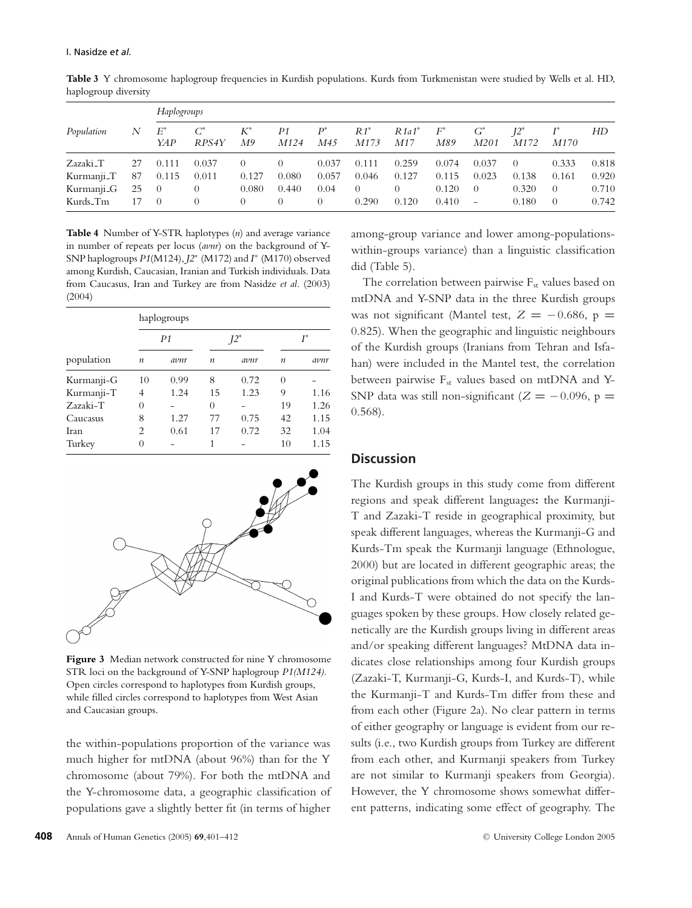**Table 3** Y chromosome haplogroup frequencies in Kurdish populations. Kurds from Turkmenistan were studied by Wells et al. HD, haplogroup diversity

| Population | N | *Haplogroups* $E^*$ *YAP* | $C^*$ *RPS4Y* | $K^*$ *M9* | *P1* *M124* | $P^*$ *M45* | $R1^*$ *M173* | $R1a1^*$ *M17* | $F^*$ *M89* | $G^*$ *M201* | $J2^*$ *M172* | $I^*$ *M170* | *HD* |
|---|---|---|---|---|---|---|---|---|---|---|---|---|---|
| Zazaki_T | 27 | 0.111 | 0.037 | 0 | 0 | 0.037 | 0.111 | 0.259 | 0.074 | 0.037 | 0 | 0.333 | 0.818 |
| Kurmanji_T | 87 | 0.115 | 0.011 | 0.127 | 0.080 | 0.057 | 0.046 | 0.127 | 0.115 | 0.023 | 0.138 | 0.161 | 0.920 |
| Kurmanji_G | 25 | 0 | 0 | 0.080 | 0.440 | 0.04 | 0 | 0 | 0.120 | 0 | 0.320 | 0 | 0.710 |
| Kurds_Tm | 17 | 0 | 0 | 0 | 0 | 0 | 0.290 | 0.120 | 0.410 | – | 0.180 | 0 | 0.742 |

**Table 4** Number of Y-STR haplotypes (*n*) and average variance in number of repeats per locus (*avnr*) on the background of Y-SNP haplogroups *P1*(M124), $J2^*$ (M172) and $I^*$ (M170) observed among Kurdish, Caucasian, Iranian and Turkish individuals. Data from Caucasus, Iran and Turkey are from Nasidze *et al*. (2003) (2004)

| | haplogroups | | | | | |
|---|---|---|---|---|---|---|
| | *P1* | | $J2^*$ | | $I^*$ | |
| population | *n* | *avnr* | *n* | *avnr* | *n* | *avnr* |
| Kurmanji-G | 10 | 0.99 | 8 | 0.72 | 0 | – |
| Kurmanji-T | 4 | 1.24 | 15 | 1.23 | 9 | 1.16 |
| Zazaki-T | 0 | – | 0 | – | 19 | 1.26 |
| Caucasus | 8 | 1.27 | 77 | 0.75 | 42 | 1.15 |
| Iran | 2 | 0.61 | 17 | 0.72 | 32 | 1.04 |
| Turkey | 0 | – | 1 | – | 10 | 1.15 |

**Figure 3** Median network constructed for nine Y chromosome STR loci on the background of Y-SNP haplogroup *P1(M124)*. Open circles correspond to haplotypes from Kurdish groups, while filled circles correspond to haplotypes from West Asian and Caucasian groups.

the within-populations proportion of the variance was much higher for mtDNA (about 96%) than for the Y chromosome (about 79%). For both the mtDNA and the Y-chromosome data, a geographic classification of populations gave a slightly better fit (in terms of higher among-group variance and lower among-populations-within-groups variance) than a linguistic classification did (Table 5).

The correlation between pairwise $F_{st}$ values based on mtDNA and Y-SNP data in the three Kurdish groups was not significant (Mantel test, $Z = -0.686$, $p = 0.825$). When the geographic and linguistic neighbours of the Kurdish groups (Iranians from Tehran and Isfahan) were included in the Mantel test, the correlation between pairwise $F_{st}$ values based on mtDNA and Y-SNP data was still non-significant ($Z = -0.096$, $p = 0.568$).

## Discussion

The Kurdish groups in this study come from different regions and speak different languages**:** the Kurmanji-T and Zazaki-T reside in geographical proximity, but speak different languages, whereas the Kurmanji-G and Kurds-Tm speak the Kurmanji language (Ethnologue, 2000) but are located in different geographic areas; the original publications from which the data on the Kurds-I and Kurds-T were obtained do not specify the languages spoken by these groups. How closely related genetically are the Kurdish groups living in different areas and/or speaking different languages? MtDNA data indicates close relationships among four Kurdish groups (Zazaki-T, Kurmanji-G, Kurds-I, and Kurds-T), while the Kurmanji-T and Kurds-Tm differ from these and from each other (Figure 2a). No clear pattern in terms of either geography or language is evident from our results (i.e., two Kurdish groups from Turkey are different from each other, and Kurmanji speakers from Turkey are not similar to Kurmanji speakers from Georgia). However, the Y chromosome shows somewhat different patterns, indicating some effect of geography. The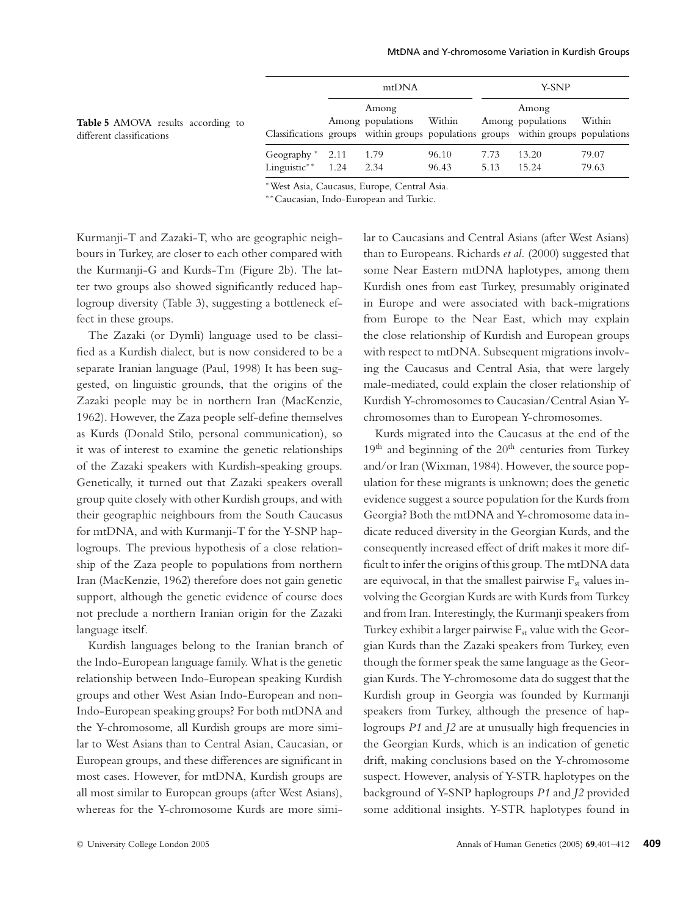**Table 5** AMOVA results according to different classifications

| | mtDNA | | | Y-SNP | | |
|---|---|---|---|---|---|---|
| Classifications | Among groups | Among populations within groups | Within populations | Among groups | Among populations within groups | Within populations |
| Geography* | 2.11 | 1.79 | 96.10 | 7.73 | 13.20 | 79.07 |
| Linguistic** | 1.24 | 2.34 | 96.43 | 5.13 | 15.24 | 79.63 |

*West Asia, Caucasus, Europe, Central Asia.

**Caucasian, Indo-European and Turkic.

Kurmanji-T and Zazaki-T, who are geographic neighbours in Turkey, are closer to each other compared with the Kurmanji-G and Kurds-Tm (Figure 2b). The latter two groups also showed significantly reduced haplogroup diversity (Table 3), suggesting a bottleneck effect in these groups.

The Zazaki (or Dymli) language used to be classified as a Kurdish dialect, but is now considered to be a separate Iranian language (Paul, 1998) It has been suggested, on linguistic grounds, that the origins of the Zazaki people may be in northern Iran (MacKenzie, 1962). However, the Zaza people self-define themselves as Kurds (Donald Stilo, personal communication), so it was of interest to examine the genetic relationships of the Zazaki speakers with Kurdish-speaking groups. Genetically, it turned out that Zazaki speakers overall group quite closely with other Kurdish groups, and with their geographic neighbours from the South Caucasus for mtDNA, and with Kurmanji-T for the Y-SNP haplogroups. The previous hypothesis of a close relationship of the Zaza people to populations from northern Iran (MacKenzie, 1962) therefore does not gain genetic support, although the genetic evidence of course does not preclude a northern Iranian origin for the Zazaki language itself.

Kurdish languages belong to the Iranian branch of the Indo-European language family. What is the genetic relationship between Indo-European speaking Kurdish groups and other West Asian Indo-European and non-Indo-European speaking groups? For both mtDNA and the Y-chromosome, all Kurdish groups are more similar to West Asians than to Central Asian, Caucasian, or European groups, and these differences are significant in most cases. However, for mtDNA, Kurdish groups are all most similar to European groups (after West Asians), whereas for the Y-chromosome Kurds are more similar to Caucasians and Central Asians (after West Asians) than to Europeans. Richards *et al.* (2000) suggested that some Near Eastern mtDNA haplotypes, among them Kurdish ones from east Turkey, presumably originated in Europe and were associated with back-migrations from Europe to the Near East, which may explain the close relationship of Kurdish and European groups with respect to mtDNA. Subsequent migrations involving the Caucasus and Central Asia, that were largely male-mediated, could explain the closer relationship of Kurdish Y-chromosomes to Caucasian/Central Asian Y-chromosomes than to European Y-chromosomes.

Kurds migrated into the Caucasus at the end of the 19th and beginning of the 20th centuries from Turkey and/or Iran (Wixman, 1984). However, the source population for these migrants is unknown; does the genetic evidence suggest a source population for the Kurds from Georgia? Both the mtDNA and Y-chromosome data indicate reduced diversity in the Georgian Kurds, and the consequently increased effect of drift makes it more difficult to infer the origins of this group. The mtDNA data are equivocal, in that the smallest pairwise $F_{st}$ values involving the Georgian Kurds are with Kurds from Turkey and from Iran. Interestingly, the Kurmanji speakers from Turkey exhibit a larger pairwise $F_{st}$ value with the Georgian Kurds than the Zazaki speakers from Turkey, even though the former speak the same language as the Georgian Kurds. The Y-chromosome data do suggest that the Kurdish group in Georgia was founded by Kurmanji speakers from Turkey, although the presence of haplogroups *P1* and *J2* are at unusually high frequencies in the Georgian Kurds, which is an indication of genetic drift, making conclusions based on the Y-chromosome suspect. However, analysis of Y-STR haplotypes on the background of Y-SNP haplogroups *P1* and *J2* provided some additional insights. Y-STR haplotypes found in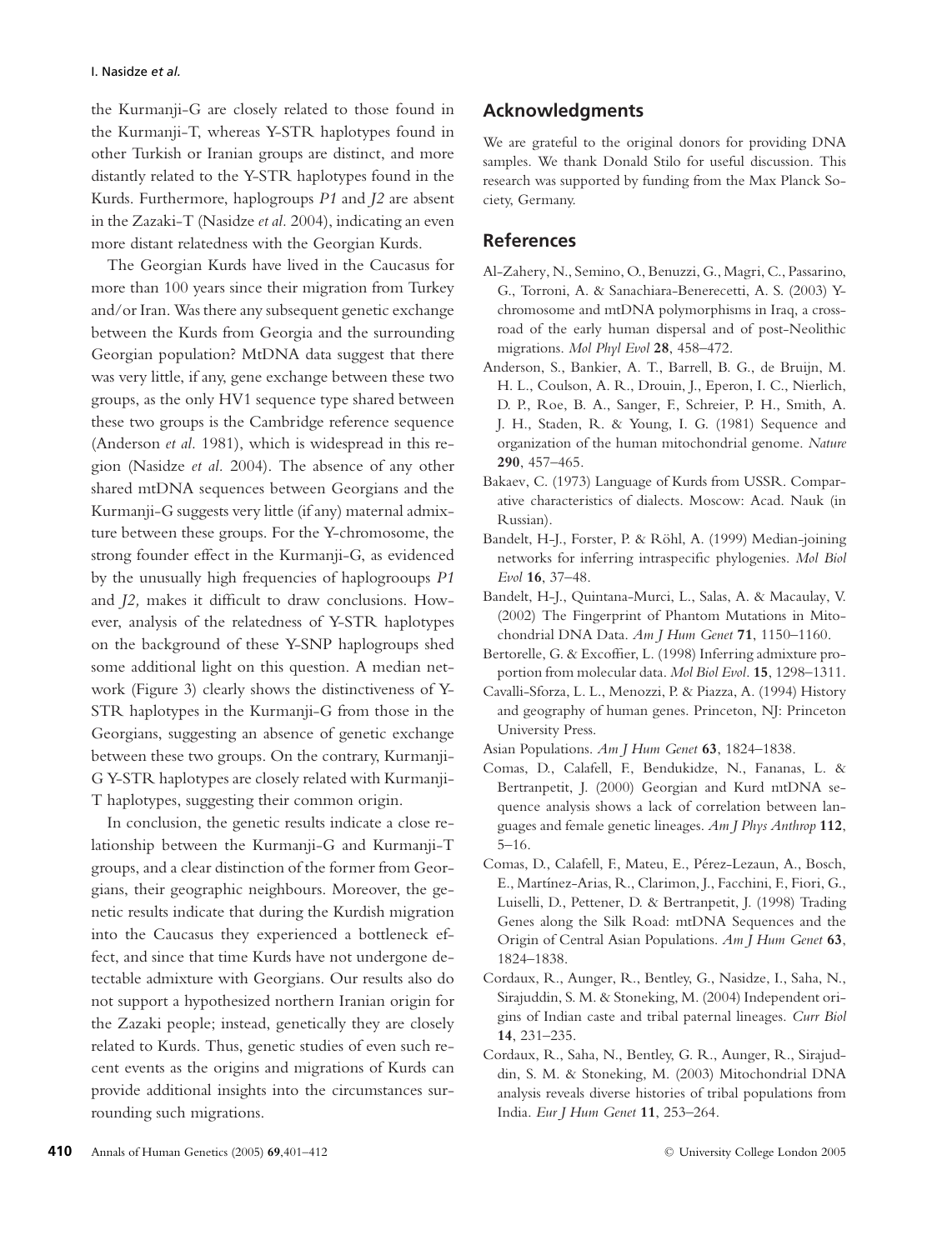the Kurmanji-G are closely related to those found in the Kurmanji-T, whereas Y-STR haplotypes found in other Turkish or Iranian groups are distinct, and more distantly related to the Y-STR haplotypes found in the Kurds. Furthermore, haplogroups *P1* and *J2* are absent in the Zazaki-T (Nasidze *et al.* 2004), indicating an even more distant relatedness with the Georgian Kurds.

The Georgian Kurds have lived in the Caucasus for more than 100 years since their migration from Turkey and/or Iran. Was there any subsequent genetic exchange between the Kurds from Georgia and the surrounding Georgian population? MtDNA data suggest that there was very little, if any, gene exchange between these two groups, as the only HV1 sequence type shared between these two groups is the Cambridge reference sequence (Anderson *et al.* 1981), which is widespread in this region (Nasidze *et al.* 2004). The absence of any other shared mtDNA sequences between Georgians and the Kurmanji-G suggests very little (if any) maternal admixture between these groups. For the Y-chromosome, the strong founder effect in the Kurmanji-G, as evidenced by the unusually high frequencies of haplogrooups *P1* and *J2,* makes it difficult to draw conclusions. However, analysis of the relatedness of Y-STR haplotypes on the background of these Y-SNP haplogroups shed some additional light on this question. A median network (Figure 3) clearly shows the distinctiveness of Y-STR haplotypes in the Kurmanji-G from those in the Georgians, suggesting an absence of genetic exchange between these two groups. On the contrary, Kurmanji-G Y-STR haplotypes are closely related with Kurmanji-T haplotypes, suggesting their common origin.

In conclusion, the genetic results indicate a close relationship between the Kurmanji-G and Kurmanji-T groups, and a clear distinction of the former from Georgians, their geographic neighbours. Moreover, the genetic results indicate that during the Kurdish migration into the Caucasus they experienced a bottleneck effect, and since that time Kurds have not undergone detectable admixture with Georgians. Our results also do not support a hypothesized northern Iranian origin for the Zazaki people; instead, genetically they are closely related to Kurds. Thus, genetic studies of even such recent events as the origins and migrations of Kurds can provide additional insights into the circumstances surrounding such migrations.

## Acknowledgments

We are grateful to the original donors for providing DNA samples. We thank Donald Stilo for useful discussion. This research was supported by funding from the Max Planck Society, Germany.

## References

Al-Zahery, N., Semino, O., Benuzzi, G., Magri, C., Passarino, G., Torroni, A. & Sanachiara-Benerecetti, A. S. (2003) Y-chromosome and mtDNA polymorphisms in Iraq, a crossroad of the early human dispersal and of post-Neolithic migrations. *Mol Phyl Evol* **28**, 458–472.

Anderson, S., Bankier, A. T., Barrell, B. G., de Bruijn, M. H. L., Coulson, A. R., Drouin, J., Eperon, I. C., Nierlich, D. P., Roe, B. A., Sanger, F., Schreier, P. H., Smith, A. J. H., Staden, R. & Young, I. G. (1981) Sequence and organization of the human mitochondrial genome. *Nature* **290**, 457–465.

Bakaev, C. (1973) Language of Kurds from USSR. Comparative characteristics of dialects. Moscow: Acad. Nauk (in Russian).

Bandelt, H-J., Forster, P. & Röhl, A. (1999) Median-joining networks for inferring intraspecific phylogenies. *Mol Biol Evol* **16**, 37–48.

Bandelt, H-J., Quintana-Murci, L., Salas, A. & Macaulay, V. (2002) The Fingerprint of Phantom Mutations in Mitochondrial DNA Data. *Am J Hum Genet* **71**, 1150–1160.

Bertorelle, G. & Excoffier, L. (1998) Inferring admixture proportion from molecular data. *Mol Biol Evol*. **15**, 1298–1311.

Cavalli-Sforza, L. L., Menozzi, P. & Piazza, A. (1994) History and geography of human genes. Princeton, NJ: Princeton University Press.

Asian Populations. *Am J Hum Genet* **63**, 1824–1838.

Comas, D., Calafell, F., Bendukidze, N., Fananas, L. & Bertranpetit, J. (2000) Georgian and Kurd mtDNA sequence analysis shows a lack of correlation between languages and female genetic lineages. *Am J Phys Anthrop* **112**, 5–16.

Comas, D., Calafell, F., Mateu, E., Pérez-Lezaun, A., Bosch, E., Martínez-Arias, R., Clarimon, J., Facchini, F., Fiori, G., Luiselli, D., Pettener, D. & Bertranpetit, J. (1998) Trading Genes along the Silk Road: mtDNA Sequences and the Origin of Central Asian Populations. *Am J Hum Genet* **63**, 1824–1838.

Cordaux, R., Aunger, R., Bentley, G., Nasidze, I., Saha, N., Sirajuddin, S. M. & Stoneking, M. (2004) Independent origins of Indian caste and tribal paternal lineages. *Curr Biol* **14**, 231–235.

Cordaux, R., Saha, N., Bentley, G. R., Aunger, R., Sirajuddin, S. M. & Stoneking, M. (2003) Mitochondrial DNA analysis reveals diverse histories of tribal populations from India. *Eur J Hum Genet* **11**, 253–264.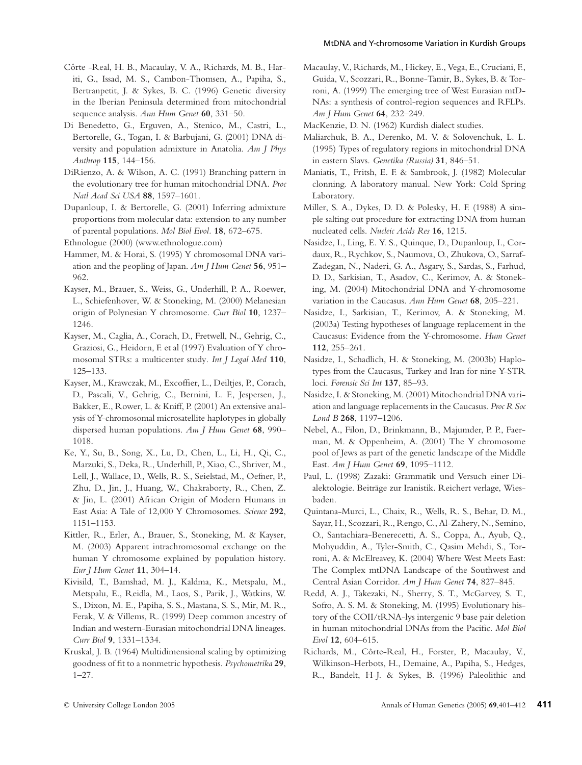Côrte -Real, H. B., Macaulay, V. A., Richards, M. B., Hariti, G., Issad, M. S., Cambon-Thomsen, A., Papiha, S., Bertranpetit, J. & Sykes, B. C. (1996) Genetic diversity in the Iberian Peninsula determined from mitochondrial sequence analysis. *Ann Hum Genet* **60**, 331–50.

Di Benedetto, G., Erguven, A., Stenico, M., Castri, L., Bertorelle, G., Togan, I. & Barbujani, G. (2001) DNA diversity and population admixture in Anatolia. *Am J Phys Anthrop* **115**, 144–156.

DiRienzo, A. & Wilson, A. C. (1991) Branching pattern in the evolutionary tree for human mitochondrial DNA. *Proc Natl Acad Sci USA* **88**, 1597–1601.

Dupanloup, I. & Bertorelle, G. (2001) Inferring admixture proportions from molecular data: extension to any number of parental populations. *Mol Biol Evol*. **18**, 672–675.

Ethnologue (2000) (www.ethnologue.com)

Hammer, M. & Horai, S. (1995) Y chromosomal DNA variation and the peopling of Japan. *Am J Hum Genet* **56**, 951–962.

Kayser, M., Brauer, S., Weiss, G., Underhill, P. A., Roewer, L., Schiefenhover, W. & Stoneking, M. (2000) Melanesian origin of Polynesian Y chromosome. *Curr Biol* **10**, 1237–1246.

Kayser, M., Caglia, A., Corach, D., Fretwell, N., Gehrig, C., Graziosi, G., Heidorn, F. et al (1997) Evaluation of Y chromosomal STRs: a multicenter study. *Int J Legal Med* **110**, 125–133.

Kayser, M., Krawczak, M., Excoffier, L., Deiltjes, P., Corach, D., Pascali, V., Gehrig, C., Bernini, L. F., Jespersen, J., Bakker, E., Rower, L. & Kniff, P. (2001) An extensive analysis of Y-chromosomal microsatellite haplotypes in globally dispersed human populations. *Am J Hum Genet* **68**, 990–1018.

Ke, Y., Su, B., Song, X., Lu, D., Chen, L., Li, H., Qi, C., Marzuki, S., Deka, R., Underhill, P., Xiao, C., Shriver, M., Lell, J., Wallace, D., Wells, R. S., Seielstad, M., Oefner, P., Zhu, D., Jin, J., Huang, W., Chakraborty, R., Chen, Z. & Jin, L. (2001) African Origin of Modern Humans in East Asia: A Tale of 12,000 Y Chromosomes. *Science* **292**, 1151–1153.

Kittler, R., Erler, A., Brauer, S., Stoneking, M. & Kayser, M. (2003) Apparent intrachromosomal exchange on the human Y chromosome explained by population history. *Eur J Hum Genet* **11**, 304–14.

Kivisild, T., Bamshad, M. J., Kaldma, K., Metspalu, M., Metspalu, E., Reidla, M., Laos, S., Parik, J., Watkins, W. S., Dixon, M. E., Papiha, S. S., Mastana, S. S., Mir, M. R., Ferak, V. & Villems, R. (1999) Deep common ancestry of Indian and western-Eurasian mitochondrial DNA lineages. *Curr Biol* **9**, 1331–1334.

Kruskal, J. B. (1964) Multidimensional scaling by optimizing goodness of fit to a nonmetric hypothesis. *Psychometrika* **29**, 1–27.

Macaulay, V., Richards, M., Hickey, E., Vega, E., Cruciani, F., Guida, V., Scozzari, R., Bonne-Tamir, B., Sykes, B. & Torroni, A. (1999) The emerging tree of West Eurasian mtDNAs: a synthesis of control-region sequences and RFLPs. *Am J Hum Genet* **64**, 232–249.

MacKenzie, D. N. (1962) Kurdish dialect studies.

Maliarchuk, B. A., Derenko, M. V. & Solovenchuk, L. L. (1995) Types of regulatory regions in mitochondrial DNA in eastern Slavs. *Genetika (Russia)* **31**, 846–51.

Maniatis, T., Fritsh, E. F. & Sambrook, J. (1982) Molecular clonning. A laboratory manual. New York: Cold Spring Laboratory.

Miller, S. A., Dykes, D. D. & Polesky, H. F. (1988) A simple salting out procedure for extracting DNA from human nucleated cells. *Nucleic Acids Res* **16**, 1215.

Nasidze, I., Ling, E. Y. S., Quinque, D., Dupanloup, I., Cordaux, R., Rychkov, S., Naumova, O., Zhukova, O., Sarraf-Zadegan, N., Naderi, G. A., Asgary, S., Sardas, S., Farhud, D. D., Sarkisian, T., Asadov, C., Kerimov, A. & Stoneking, M. (2004) Mitochondrial DNA and Y-chromosome variation in the Caucasus. *Ann Hum Genet* **68**, 205–221.

Nasidze, I., Sarkisian, T., Kerimov, A. & Stoneking, M. (2003a) Testing hypotheses of language replacement in the Caucasus: Evidence from the Y-chromosome. *Hum Genet* **112**, 255–261.

Nasidze, I., Schadlich, H. & Stoneking, M. (2003b) Haplotypes from the Caucasus, Turkey and Iran for nine Y-STR loci. *Forensic Sci Int* **137**, 85–93.

Nasidze, I. & Stoneking, M. (2001) Mitochondrial DNA variation and language replacements in the Caucasus. *Proc R Soc Lond B* **268**, 1197–1206.

Nebel, A., Filon, D., Brinkmann, B., Majumder, P. P., Faerman, M. & Oppenheim, A. (2001) The Y chromosome pool of Jews as part of the genetic landscape of the Middle East. *Am J Hum Genet* **69**, 1095–1112.

Paul, L. (1998) Zazaki: Grammatik und Versuch einer Dialektologie. Beiträge zur Iranistik. Reichert verlage, Wiesbaden.

Quintana-Murci, L., Chaix, R., Wells, R. S., Behar, D. M., Sayar, H., Scozzari, R., Rengo, C., Al-Zahery, N., Semino, O., Santachiara-Benerecetti, A. S., Coppa, A., Ayub, Q., Mohyuddin, A., Tyler-Smith, C., Qasim Mehdi, S., Torroni, A. & McElreavey, K. (2004) Where West Meets East: The Complex mtDNA Landscape of the Southwest and Central Asian Corridor. *Am J Hum Genet* **74**, 827–845.

Redd, A. J., Takezaki, N., Sherry, S. T., McGarvey, S. T., Sofro, A. S. M. & Stoneking, M. (1995) Evolutionary history of the COII/tRNA-lys intergenic 9 base pair deletion in human mitochondrial DNAs from the Pacific. *Mol Biol Evol* **12**, 604–615.

Richards, M., Côrte-Real, H., Forster, P., Macaulay, V., Wilkinson-Herbots, H., Demaine, A., Papiha, S., Hedges, R., Bandelt, H-J. & Sykes, B. (1996) Paleolithic and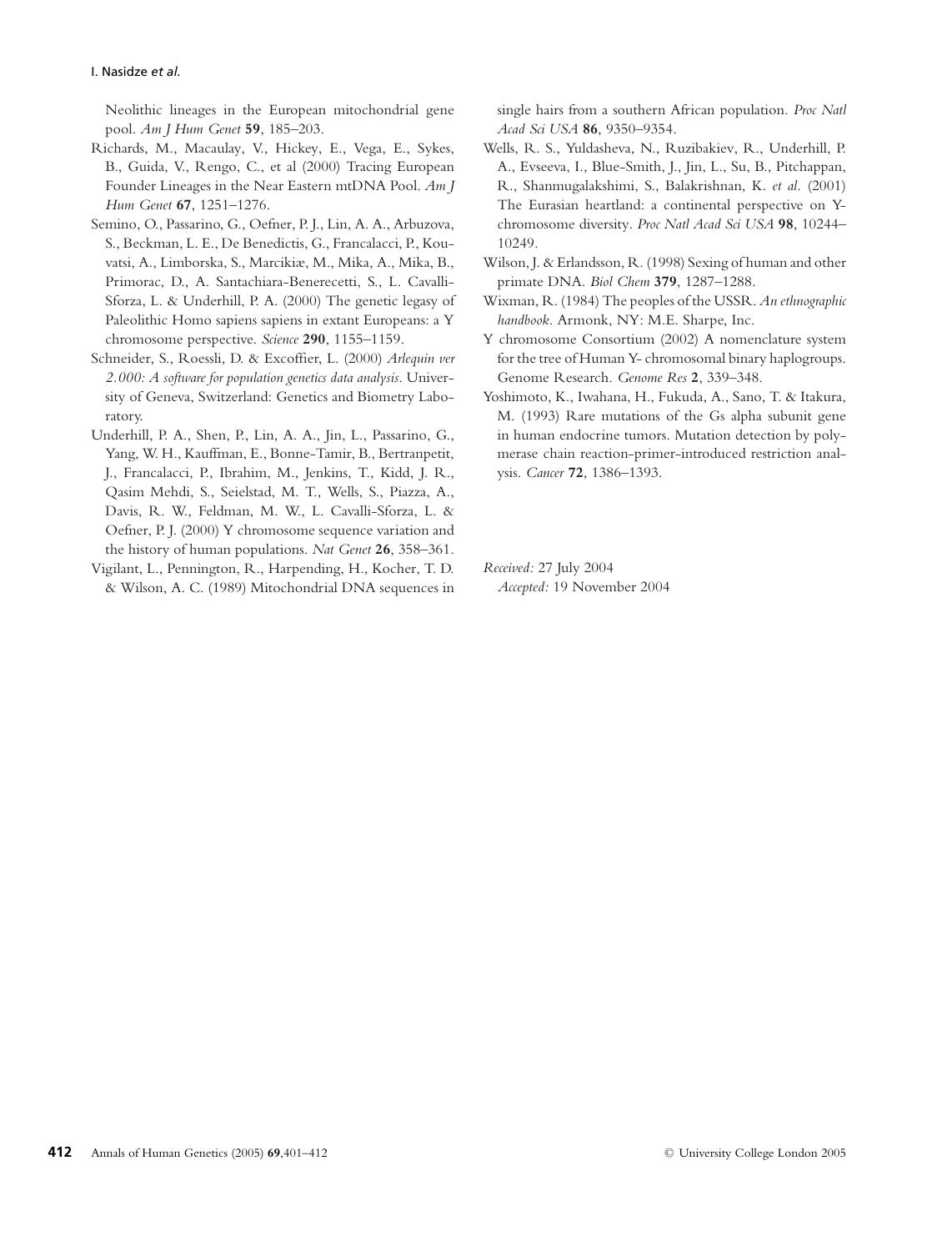Neolithic lineages in the European mitochondrial gene pool. *Am J Hum Genet* **59**, 185–203.

Richards, M., Macaulay, V., Hickey, E., Vega, E., Sykes, B., Guida, V., Rengo, C., et al (2000) Tracing European Founder Lineages in the Near Eastern mtDNA Pool. *Am J Hum Genet* **67**, 1251–1276.

Semino, O., Passarino, G., Oefner, P. J., Lin, A. A., Arbuzova, S., Beckman, L. E., De Benedictis, G., Francalacci, P., Kouvatsi, A., Limborska, S., Marcikiæ, M., Mika, A., Mika, B., Primorac, D., A. Santachiara-Benerecetti, S., L. Cavalli-Sforza, L. & Underhill, P. A. (2000) The genetic legasy of Paleolithic Homo sapiens sapiens in extant Europeans: a Y chromosome perspective. *Science* **290**, 1155–1159.

Schneider, S., Roessli, D. & Excoffier, L. (2000) *Arlequin ver 2.000: A software for population genetics data analysis*. University of Geneva, Switzerland: Genetics and Biometry Laboratory.

Underhill, P. A., Shen, P., Lin, A. A., Jin, L., Passarino, G., Yang, W. H., Kauffman, E., Bonne-Tamir, B., Bertranpetit, J., Francalacci, P., Ibrahim, M., Jenkins, T., Kidd, J. R., Qasim Mehdi, S., Seielstad, M. T., Wells, S., Piazza, A., Davis, R. W., Feldman, M. W., L. Cavalli-Sforza, L. & Oefner, P. J. (2000) Y chromosome sequence variation and the history of human populations. *Nat Genet* **26**, 358–361.

Vigilant, L., Pennington, R., Harpending, H., Kocher, T. D. & Wilson, A. C. (1989) Mitochondrial DNA sequences in single hairs from a southern African population. *Proc Natl Acad Sci USA* **86**, 9350–9354.

Wells, R. S., Yuldasheva, N., Ruzibakiev, R., Underhill, P. A., Evseeva, I., Blue-Smith, J., Jin, L., Su, B., Pitchappan, R., Shanmugalakshimi, S., Balakrishnan, K. *et al*. (2001) The Eurasian heartland: a continental perspective on Y-chromosome diversity. *Proc Natl Acad Sci USA* **98**, 10244–10249.

Wilson, J. & Erlandsson, R. (1998) Sexing of human and other primate DNA. *Biol Chem* **379**, 1287–1288.

Wixman, R. (1984) The peoples of the USSR. *An ethnographic handbook*. Armonk, NY: M.E. Sharpe, Inc.

Y chromosome Consortium (2002) A nomenclature system for the tree of Human Y- chromosomal binary haplogroups. Genome Research. *Genome Res* **2**, 339–348.

Yoshimoto, K., Iwahana, H., Fukuda, A., Sano, T. & Itakura, M. (1993) Rare mutations of the Gs alpha subunit gene in human endocrine tumors. Mutation detection by polymerase chain reaction-primer-introduced restriction analysis. *Cancer* **72**, 1386–1393.

*Received:* 27 July 2004
*Accepted:* 19 November 2004